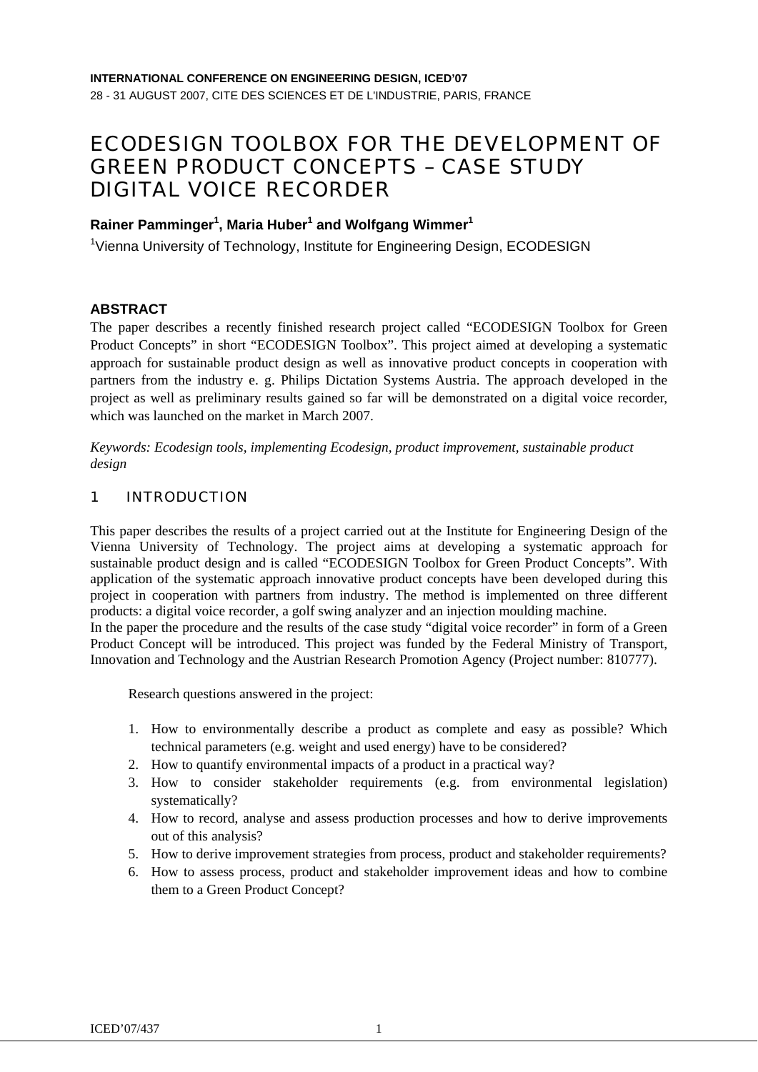**INTERNATIONAL CONFERENCE ON ENGINEERING DESIGN, ICED'07**

28 - 31 AUGUST 2007, CITE DES SCIENCES ET DE L'INDUSTRIE, PARIS, FRANCE

# ECODESIGN TOOLBOX FOR THE DEVELOPMENT OF GREEN PRODUCT CONCEPTS – CASE STUDY DIGITAL VOICE RECORDER

**Rainer Pamminger[1], Maria Huber[1] and Wolfgang Wimmer[1]**

[1]Vienna University of Technology, Institute for Engineering Design, ECODESIGN

## ABSTRACT

The paper describes a recently finished research project called "ECODESIGN Toolbox for Green Product Concepts" in short "ECODESIGN Toolbox". This project aimed at developing a systematic approach for sustainable product design as well as innovative product concepts in cooperation with partners from the industry e. g. Philips Dictation Systems Austria. The approach developed in the project as well as preliminary results gained so far will be demonstrated on a digital voice recorder, which was launched on the market in March 2007.

*Keywords: Ecodesign tools, implementing Ecodesign, product improvement, sustainable product design*

## 1 INTRODUCTION

This paper describes the results of a project carried out at the Institute for Engineering Design of the Vienna University of Technology. The project aims at developing a systematic approach for sustainable product design and is called "ECODESIGN Toolbox for Green Product Concepts". With application of the systematic approach innovative product concepts have been developed during this project in cooperation with partners from industry. The method is implemented on three different products: a digital voice recorder, a golf swing analyzer and an injection moulding machine.
In the paper the procedure and the results of the case study "digital voice recorder" in form of a Green Product Concept will be introduced. This project was funded by the Federal Ministry of Transport, Innovation and Technology and the Austrian Research Promotion Agency (Project number: 810777).

Research questions answered in the project:

1. How to environmentally describe a product as complete and easy as possible? Which technical parameters (e.g. weight and used energy) have to be considered?
2. How to quantify environmental impacts of a product in a practical way?
3. How to consider stakeholder requirements (e.g. from environmental legislation) systematically?
4. How to record, analyse and assess production processes and how to derive improvements out of this analysis?
5. How to derive improvement strategies from process, product and stakeholder requirements?
6. How to assess process, product and stakeholder improvement ideas and how to combine them to a Green Product Concept?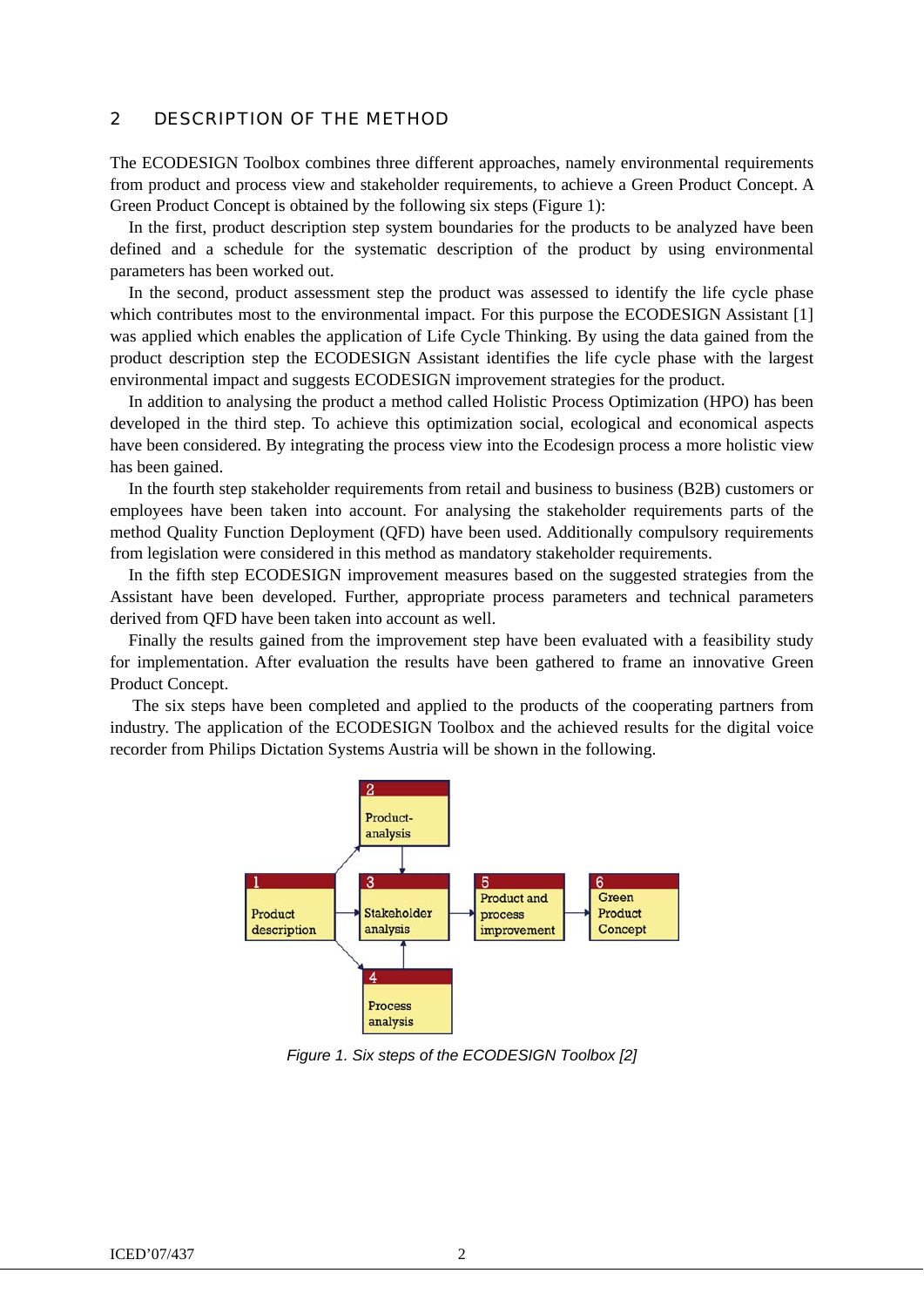## 2 DESCRIPTION OF THE METHOD

The ECODESIGN Toolbox combines three different approaches, namely environmental requirements from product and process view and stakeholder requirements, to achieve a Green Product Concept. A Green Product Concept is obtained by the following six steps (Figure 1):

In the first, product description step system boundaries for the products to be analyzed have been defined and a schedule for the systematic description of the product by using environmental parameters has been worked out.

In the second, product assessment step the product was assessed to identify the life cycle phase which contributes most to the environmental impact. For this purpose the ECODESIGN Assistant [1] was applied which enables the application of Life Cycle Thinking. By using the data gained from the product description step the ECODESIGN Assistant identifies the life cycle phase with the largest environmental impact and suggests ECODESIGN improvement strategies for the product.

In addition to analysing the product a method called Holistic Process Optimization (HPO) has been developed in the third step. To achieve this optimization social, ecological and economical aspects have been considered. By integrating the process view into the Ecodesign process a more holistic view has been gained.

In the fourth step stakeholder requirements from retail and business to business (B2B) customers or employees have been taken into account. For analysing the stakeholder requirements parts of the method Quality Function Deployment (QFD) have been used. Additionally compulsory requirements from legislation were considered in this method as mandatory stakeholder requirements.

In the fifth step ECODESIGN improvement measures based on the suggested strategies from the Assistant have been developed. Further, appropriate process parameters and technical parameters derived from QFD have been taken into account as well.

Finally the results gained from the improvement step have been evaluated with a feasibility study for implementation. After evaluation the results have been gathered to frame an innovative Green Product Concept.

The six steps have been completed and applied to the products of the cooperating partners from industry. The application of the ECODESIGN Toolbox and the achieved results for the digital voice recorder from Philips Dictation Systems Austria will be shown in the following.

1 Product description → 2 Product-analysis; 1 Product description → 3 Stakeholder analysis; 1 Product description → 4 Process analysis; 2 Product-analysis → 3 Stakeholder analysis; 4 Process analysis → 3 Stakeholder analysis; 3 Stakeholder analysis → 5 Product and process improvement → 6 Green Product Concept

*Figure 1. Six steps of the ECODESIGN Toolbox [2]*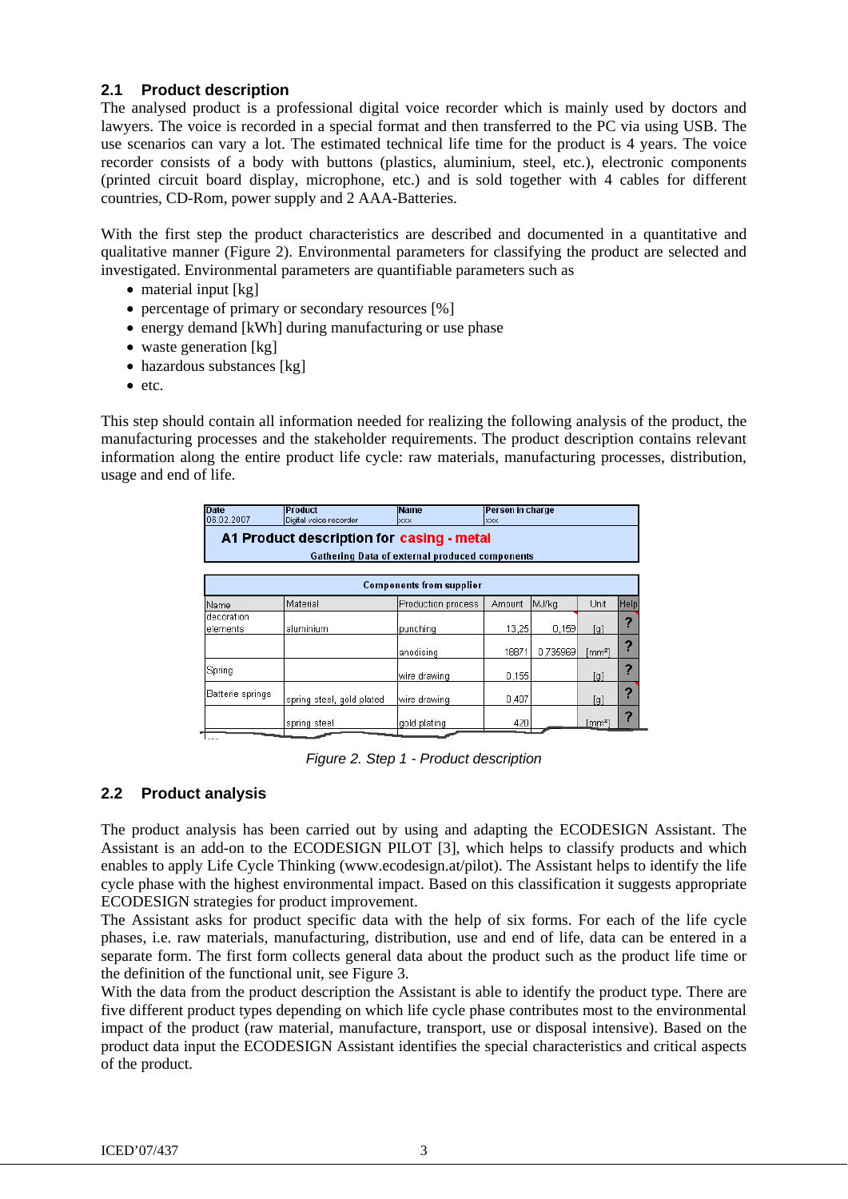## 2.1 Product description

The analysed product is a professional digital voice recorder which is mainly used by doctors and lawyers. The voice is recorded in a special format and then transferred to the PC via using USB. The use scenarios can vary a lot. The estimated technical life time for the product is 4 years. The voice recorder consists of a body with buttons (plastics, aluminium, steel, etc.), electronic components (printed circuit board display, microphone, etc.) and is sold together with 4 cables for different countries, CD-Rom, power supply and 2 AAA-Batteries.

With the first step the product characteristics are described and documented in a quantitative and qualitative manner (Figure 2). Environmental parameters for classifying the product are selected and investigated. Environmental parameters are quantifiable parameters such as

- material input [kg]
- percentage of primary or secondary resources [%]
- energy demand [kWh] during manufacturing or use phase
- waste generation [kg]
- hazardous substances [kg]
- etc.

This step should contain all information needed for realizing the following analysis of the product, the manufacturing processes and the stakeholder requirements. The product description contains relevant information along the entire product life cycle: raw materials, manufacturing processes, distribution, usage and end of life.

| Date<br>06.02.2007 | Product<br>Digital voice recorder | Name<br>xxx | Person in charge<br>xxx | | | |
|---|---|---|---|---|---|---|
| **A1 Product description for casing - metal**<br>Gathering Data of external produced components | | | | | | |
| **Components from supplier** | | | | | | |
| Name | Material | Production process | Amount | MJ/kg | Unit | Help |
| decoration elements | aluminium | punching | 13,25 | 0,159 | [g] | ? |
| | | anodising | 18871 | 0,735969 | [mm²] | ? |
| Spring | | wire drawing | 0,155 | | [g] | ? |
| Batterie springs | spring steel, gold plated | wire drawing | 0,407 | | [g] | ? |
| | spring steel | gold plating | 420 | | [mm²] | ? |

*Figure 2. Step 1 - Product description*

## 2.2 Product analysis

The product analysis has been carried out by using and adapting the ECODESIGN Assistant. The Assistant is an add-on to the ECODESIGN PILOT [3], which helps to classify products and which enables to apply Life Cycle Thinking (www.ecodesign.at/pilot). The Assistant helps to identify the life cycle phase with the highest environmental impact. Based on this classification it suggests appropriate ECODESIGN strategies for product improvement.

The Assistant asks for product specific data with the help of six forms. For each of the life cycle phases, i.e. raw materials, manufacturing, distribution, use and end of life, data can be entered in a separate form. The first form collects general data about the product such as the product life time or the definition of the functional unit, see Figure 3.

With the data from the product description the Assistant is able to identify the product type. There are five different product types depending on which life cycle phase contributes most to the environmental impact of the product (raw material, manufacture, transport, use or disposal intensive). Based on the product data input the ECODESIGN Assistant identifies the special characteristics and critical aspects of the product.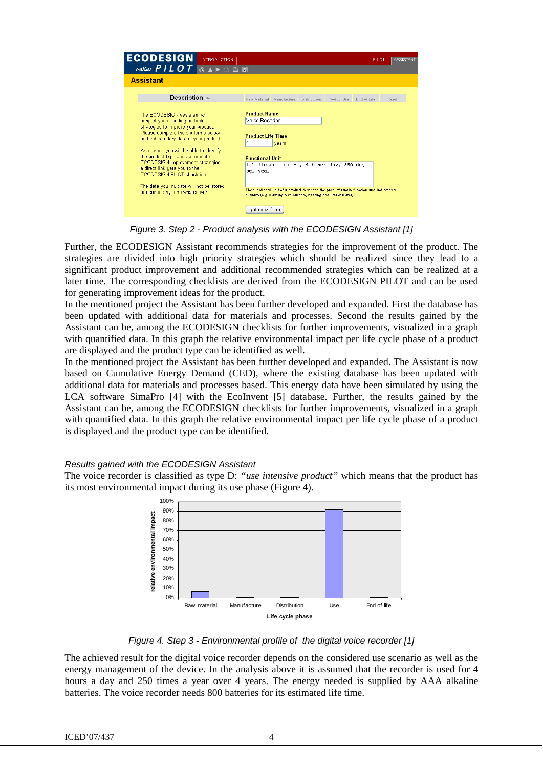Figure 3. Step 2 - Product analysis with the ECODESIGN Assistant [1]

Further, the ECODESIGN Assistant recommends strategies for the improvement of the product. The strategies are divided into high priority strategies which should be realized since they lead to a significant product improvement and additional recommended strategies which can be realized at a later time. The corresponding checklists are derived from the ECODESIGN PILOT and can be used for generating improvement ideas for the product.

In the mentioned project the Assistant has been further developed and expanded. First the database has been updated with additional data for materials and processes. Second the results gained by the Assistant can be, among the ECODESIGN checklists for further improvements, visualized in a graph with quantified data. In this graph the relative environmental impact per life cycle phase of a product are displayed and the product type can be identified as well.

In the mentioned project the Assistant has been further developed and expanded. The Assistant is now based on Cumulative Energy Demand (CED), where the existing database has been updated with additional data for materials and processes based. This energy data have been simulated by using the LCA software SimaPro [4] with the EcoInvent [5] database. Further, the results gained by the Assistant can be, among the ECODESIGN checklists for further improvements, visualized in a graph with quantified data. In this graph the relative environmental impact per life cycle phase of a product is displayed and the product type can be identified.

*Results gained with the ECODESIGN Assistant*

The voice recorder is classified as type D: *"use intensive product"* which means that the product has its most environmental impact during its use phase (Figure 4).

Figure 4. Step 3 - Environmental profile of the digital voice recorder [1]

The achieved result for the digital voice recorder depends on the considered use scenario as well as the energy management of the device. In the analysis above it is assumed that the recorder is used for 4 hours a day and 250 times a year over 4 years. The energy needed is supplied by AAA alkaline batteries. The voice recorder needs 800 batteries for its estimated life time.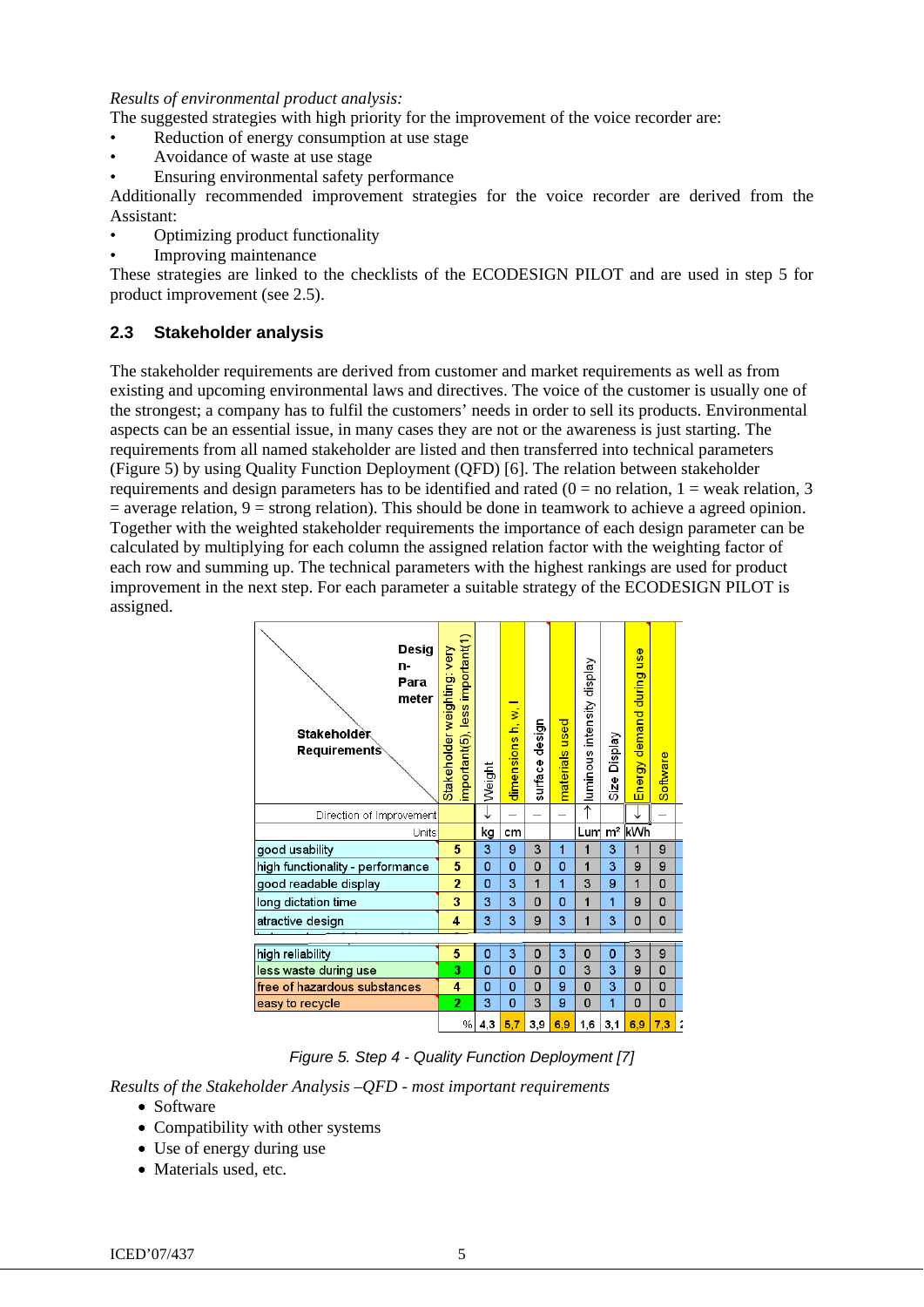*Results of environmental product analysis:*

The suggested strategies with high priority for the improvement of the voice recorder are:

- Reduction of energy consumption at use stage
- Avoidance of waste at use stage
- Ensuring environmental safety performance

Additionally recommended improvement strategies for the voice recorder are derived from the Assistant:

- Optimizing product functionality
- Improving maintenance

These strategies are linked to the checklists of the ECODESIGN PILOT and are used in step 5 for product improvement (see 2.5).

## 2.3 Stakeholder analysis

The stakeholder requirements are derived from customer and market requirements as well as from existing and upcoming environmental laws and directives. The voice of the customer is usually one of the strongest; a company has to fulfil the customers' needs in order to sell its products. Environmental aspects can be an essential issue, in many cases they are not or the awareness is just starting. The requirements from all named stakeholder are listed and then transferred into technical parameters (Figure 5) by using Quality Function Deployment (QFD) [6]. The relation between stakeholder requirements and design parameters has to be identified and rated (0 = no relation, 1 = weak relation, 3 = average relation, 9 = strong relation). This should be done in teamwork to achieve a agreed opinion. Together with the weighted stakeholder requirements the importance of each design parameter can be calculated by multiplying for each column the assigned relation factor with the weighting factor of each row and summing up. The technical parameters with the highest rankings are used for product improvement in the next step. For each parameter a suitable strategy of the ECODESIGN PILOT is assigned.

| Stakeholder Requirements \ Design-Parameter | Stakeholder weighting: very important(5), less important(1) | Weight | dimensions h, w, l | surface design | materials used | luminous intensity display | Size Display | Energy demand during use | Software |
|---|---|---|---|---|---|---|---|---|---|
| Direction of Improvement | | ↓ | – | – | – | ↑ | | ↓ | – |
| Units | | kg | cm | | | Lum | m² | kWh | |
| good usability | 5 | 3 | 9 | 3 | 1 | 1 | 3 | 1 | 9 |
| high functionality - performance | 5 | 0 | 0 | 0 | 0 | 1 | 3 | 9 | 9 |
| good readable display | 2 | 0 | 3 | 1 | 1 | 3 | 9 | 1 | 0 |
| long dictation time | 3 | 3 | 3 | 0 | 0 | 1 | 1 | 9 | 0 |
| atractive design | 4 | 3 | 3 | 9 | 3 | 1 | 3 | 0 | 0 |
| high reliability | 5 | 0 | 3 | 0 | 3 | 0 | 0 | 3 | 9 |
| less waste during use | 3 | 0 | 0 | 0 | 0 | 3 | 3 | 9 | 0 |
| free of hazardous substances | 4 | 0 | 0 | 0 | 9 | 0 | 3 | 0 | 0 |
| easy to recycle | 2 | 3 | 0 | 3 | 9 | 0 | 1 | 0 | 0 |
| % | | 4,3 | 5,7 | 3,9 | 6,9 | 1,6 | 3,1 | 6,9 | 7,3 |

*Figure 5. Step 4 - Quality Function Deployment [7]*

*Results of the Stakeholder Analysis –QFD - most important requirements*

- Software
- Compatibility with other systems
- Use of energy during use
- Materials used, etc.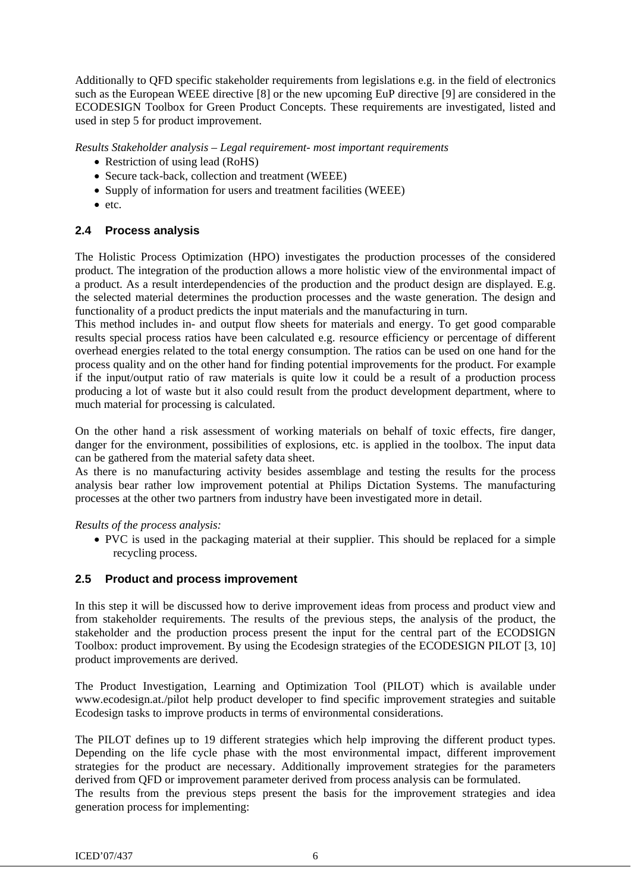Additionally to QFD specific stakeholder requirements from legislations e.g. in the field of electronics such as the European WEEE directive [8] or the new upcoming EuP directive [9] are considered in the ECODESIGN Toolbox for Green Product Concepts. These requirements are investigated, listed and used in step 5 for product improvement.

*Results Stakeholder analysis – Legal requirement- most important requirements*

- Restriction of using lead (RoHS)
- Secure tack-back, collection and treatment (WEEE)
- Supply of information for users and treatment facilities (WEEE)
- etc.

## 2.4 Process analysis

The Holistic Process Optimization (HPO) investigates the production processes of the considered product. The integration of the production allows a more holistic view of the environmental impact of a product. As a result interdependencies of the production and the product design are displayed. E.g. the selected material determines the production processes and the waste generation. The design and functionality of a product predicts the input materials and the manufacturing in turn.
This method includes in- and output flow sheets for materials and energy. To get good comparable results special process ratios have been calculated e.g. resource efficiency or percentage of different overhead energies related to the total energy consumption. The ratios can be used on one hand for the process quality and on the other hand for finding potential improvements for the product. For example if the input/output ratio of raw materials is quite low it could be a result of a production process producing a lot of waste but it also could result from the product development department, where to much material for processing is calculated.

On the other hand a risk assessment of working materials on behalf of toxic effects, fire danger, danger for the environment, possibilities of explosions, etc. is applied in the toolbox. The input data can be gathered from the material safety data sheet.
As there is no manufacturing activity besides assemblage and testing the results for the process analysis bear rather low improvement potential at Philips Dictation Systems. The manufacturing processes at the other two partners from industry have been investigated more in detail.

*Results of the process analysis:*

- PVC is used in the packaging material at their supplier. This should be replaced for a simple recycling process.

## 2.5 Product and process improvement

In this step it will be discussed how to derive improvement ideas from process and product view and from stakeholder requirements. The results of the previous steps, the analysis of the product, the stakeholder and the production process present the input for the central part of the ECODSIGN Toolbox: product improvement. By using the Ecodesign strategies of the ECODESIGN PILOT [3, 10] product improvements are derived.

The Product Investigation, Learning and Optimization Tool (PILOT) which is available under www.ecodesign.at./pilot help product developer to find specific improvement strategies and suitable Ecodesign tasks to improve products in terms of environmental considerations.

The PILOT defines up to 19 different strategies which help improving the different product types. Depending on the life cycle phase with the most environmental impact, different improvement strategies for the product are necessary. Additionally improvement strategies for the parameters derived from QFD or improvement parameter derived from process analysis can be formulated.
The results from the previous steps present the basis for the improvement strategies and idea generation process for implementing: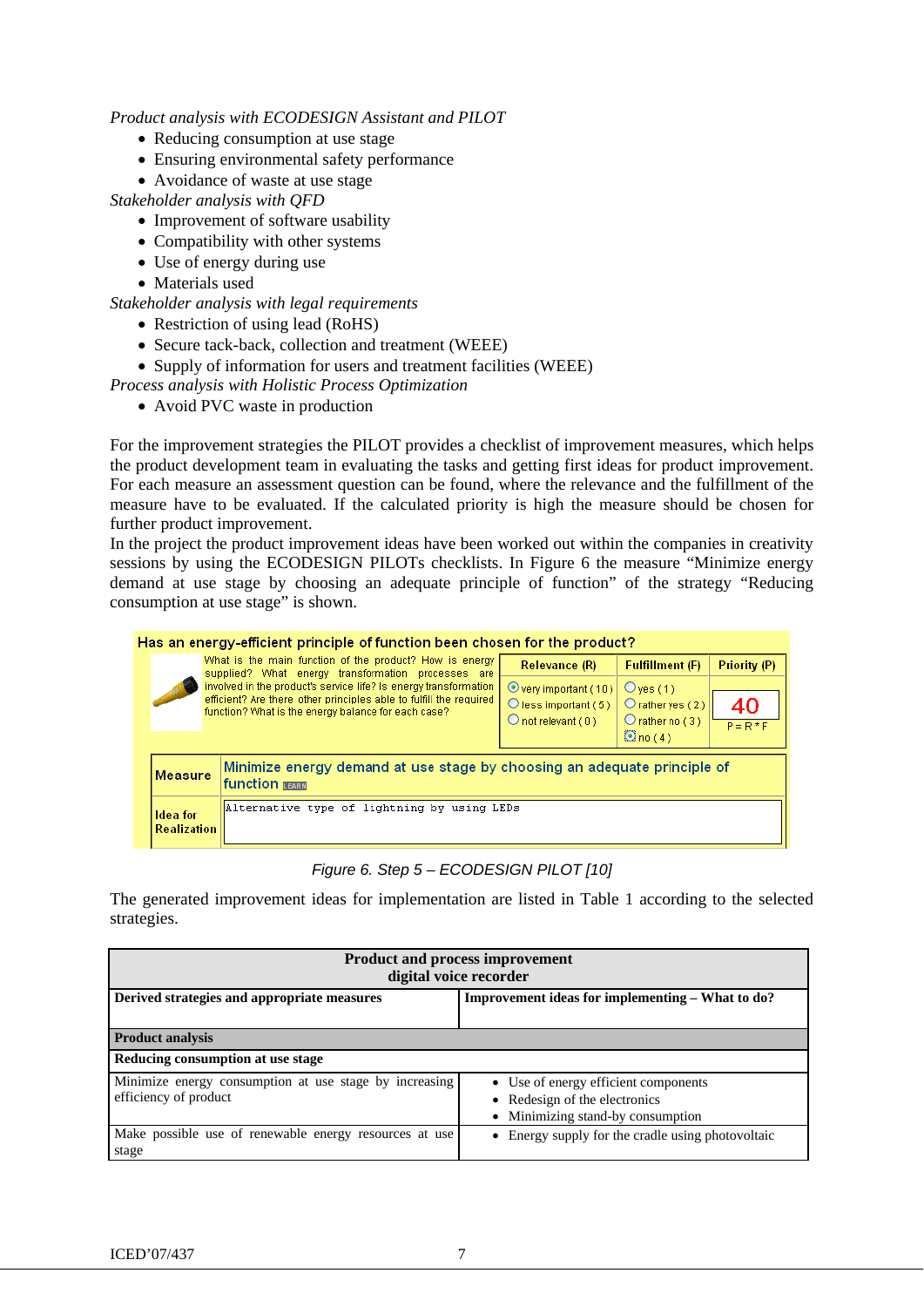*Product analysis with ECODESIGN Assistant and PILOT*

- Reducing consumption at use stage
- Ensuring environmental safety performance
- Avoidance of waste at use stage

*Stakeholder analysis with QFD*

- Improvement of software usability
- Compatibility with other systems
- Use of energy during use
- Materials used

*Stakeholder analysis with legal requirements*

- Restriction of using lead (RoHS)
- Secure tack-back, collection and treatment (WEEE)
- Supply of information for users and treatment facilities (WEEE)

*Process analysis with Holistic Process Optimization*

- Avoid PVC waste in production

For the improvement strategies the PILOT provides a checklist of improvement measures, which helps the product development team in evaluating the tasks and getting first ideas for product improvement. For each measure an assessment question can be found, where the relevance and the fulfillment of the measure have to be evaluated. If the calculated priority is high the measure should be chosen for further product improvement.

In the project the product improvement ideas have been worked out within the companies in creativity sessions by using the ECODESIGN PILOTs checklists. In Figure 6 the measure "Minimize energy demand at use stage by choosing an adequate principle of function" of the strategy "Reducing consumption at use stage" is shown.

**Has an energy-efficient principle of function been chosen for the product?**

What is the main function of the product? How is energy supplied? What energy transformation processes are involved in the product's service life? Is energy transformation efficient? Are there other principles able to fulfill the required function? What is the energy balance for each case?

| Relevance (R) | Fulfillment (F) | Priority (P) |
|---|---|---|
| ◉ very important ( 10 )<br>○ less important ( 5 )<br>○ not relevant ( 0 ) | ○ yes ( 1 )<br>○ rather yes ( 2 )<br>○ rather no ( 3 )<br>◉ no ( 4 ) | 40<br>P = R * F |

| | |
|---|---|
| **Measure** | Minimize energy demand at use stage by choosing an adequate principle of function LEARN |
| **Idea for Realization** | Alternative type of lightning by using LEDs |

Figure 6. Step 5 – ECODESIGN PILOT [10]

The generated improvement ideas for implementation are listed in Table 1 according to the selected strategies.

| **Product and process improvement digital voice recorder** | |
|---|---|
| **Derived strategies and appropriate measures** | **Improvement ideas for implementing – What to do?** |
| **Product analysis** | |
| **Reducing consumption at use stage** | |
| Minimize energy consumption at use stage by increasing efficiency of product | • Use of energy efficient components<br>• Redesign of the electronics<br>• Minimizing stand-by consumption |
| Make possible use of renewable energy resources at use stage | • Energy supply for the cradle using photovoltaic |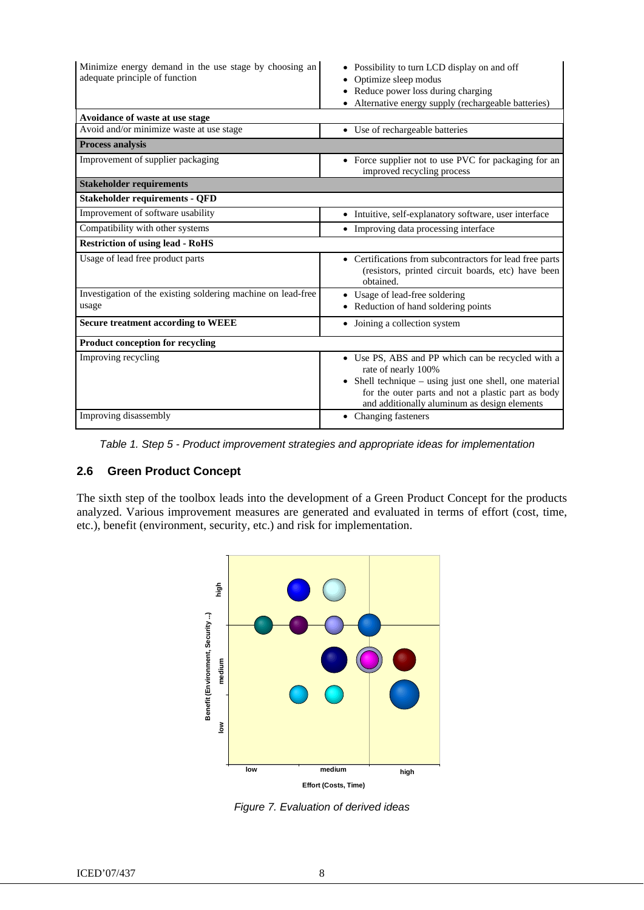| | |
|---|---|
| Minimize energy demand in the use stage by choosing an adequate principle of function | • Possibility to turn LCD display on and off<br>• Optimize sleep modus<br>• Reduce power loss during charging<br>• Alternative energy supply (rechargeable batteries) |
| **Avoidance of waste at use stage** | |
| Avoid and/or minimize waste at use stage | • Use of rechargeable batteries |
| **Process analysis** | |
| Improvement of supplier packaging | • Force supplier not to use PVC for packaging for an improved recycling process |
| **Stakeholder requirements** | |
| **Stakeholder requirements - QFD** | |
| Improvement of software usability | • Intuitive, self-explanatory software, user interface |
| Compatibility with other systems | • Improving data processing interface |
| **Restriction of using lead - RoHS** | |
| Usage of lead free product parts | • Certifications from subcontractors for lead free parts (resistors, printed circuit boards, etc) have been obtained. |
| Investigation of the existing soldering machine on lead-free usage | • Usage of lead-free soldering<br>• Reduction of hand soldering points |
| **Secure treatment according to WEEE** | • Joining a collection system |
| **Product conception for recycling** | |
| Improving recycling | • Use PS, ABS and PP which can be recycled with a rate of nearly 100%<br>• Shell technique – using just one shell, one material for the outer parts and not a plastic part as body and additionally aluminum as design elements |
| Improving disassembly | • Changing fasteners |

*Table 1. Step 5 - Product improvement strategies and appropriate ideas for implementation*

## 2.6 Green Product Concept

The sixth step of the toolbox leads into the development of a Green Product Concept for the products analyzed. Various improvement measures are generated and evaluated in terms of effort (cost, time, etc.), benefit (environment, security, etc.) and risk for implementation.

*Figure 7. Evaluation of derived ideas*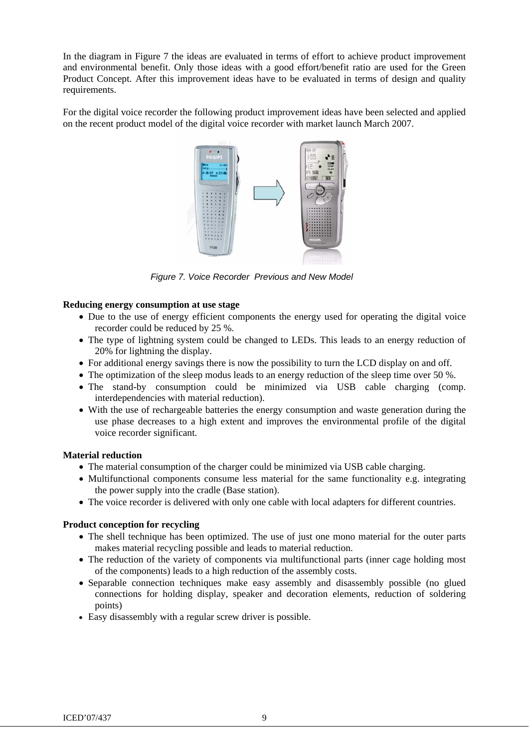In the diagram in Figure 7 the ideas are evaluated in terms of effort to achieve product improvement and environmental benefit. Only those ideas with a good effort/benefit ratio are used for the Green Product Concept. After this improvement ideas have to be evaluated in terms of design and quality requirements.

For the digital voice recorder the following product improvement ideas have been selected and applied on the recent product model of the digital voice recorder with market launch March 2007.

*Figure 7. Voice Recorder Previous and New Model*

**Reducing energy consumption at use stage**

- Due to the use of energy efficient components the energy used for operating the digital voice recorder could be reduced by 25 %.
- The type of lightning system could be changed to LEDs. This leads to an energy reduction of 20% for lightning the display.
- For additional energy savings there is now the possibility to turn the LCD display on and off.
- The optimization of the sleep modus leads to an energy reduction of the sleep time over 50 %.
- The stand-by consumption could be minimized via USB cable charging (comp. interdependencies with material reduction).
- With the use of rechargeable batteries the energy consumption and waste generation during the use phase decreases to a high extent and improves the environmental profile of the digital voice recorder significant.

**Material reduction**

- The material consumption of the charger could be minimized via USB cable charging.
- Multifunctional components consume less material for the same functionality e.g. integrating the power supply into the cradle (Base station).
- The voice recorder is delivered with only one cable with local adapters for different countries.

**Product conception for recycling**

- The shell technique has been optimized. The use of just one mono material for the outer parts makes material recycling possible and leads to material reduction.
- The reduction of the variety of components via multifunctional parts (inner cage holding most of the components) leads to a high reduction of the assembly costs.
- Separable connection techniques make easy assembly and disassembly possible (no glued connections for holding display, speaker and decoration elements, reduction of soldering points)
- Easy disassembly with a regular screw driver is possible.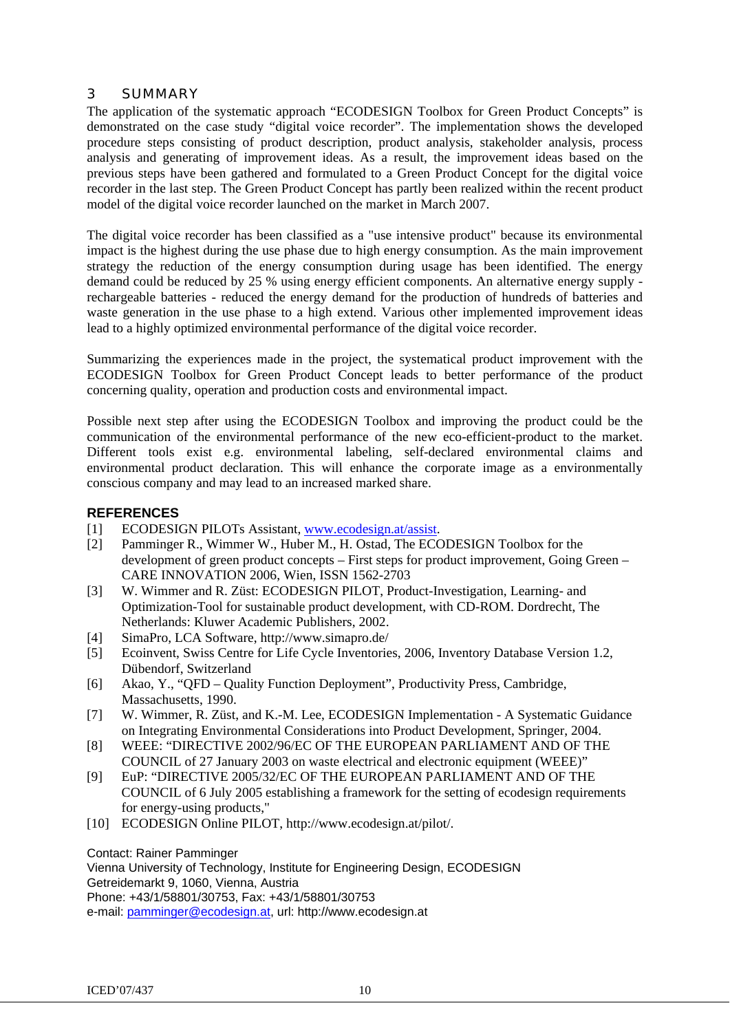## 3 SUMMARY

The application of the systematic approach "ECODESIGN Toolbox for Green Product Concepts" is demonstrated on the case study "digital voice recorder". The implementation shows the developed procedure steps consisting of product description, product analysis, stakeholder analysis, process analysis and generating of improvement ideas. As a result, the improvement ideas based on the previous steps have been gathered and formulated to a Green Product Concept for the digital voice recorder in the last step. The Green Product Concept has partly been realized within the recent product model of the digital voice recorder launched on the market in March 2007.

The digital voice recorder has been classified as a "use intensive product" because its environmental impact is the highest during the use phase due to high energy consumption. As the main improvement strategy the reduction of the energy consumption during usage has been identified. The energy demand could be reduced by 25 % using energy efficient components. An alternative energy supply - rechargeable batteries - reduced the energy demand for the production of hundreds of batteries and waste generation in the use phase to a high extend. Various other implemented improvement ideas lead to a highly optimized environmental performance of the digital voice recorder.

Summarizing the experiences made in the project, the systematical product improvement with the ECODESIGN Toolbox for Green Product Concept leads to better performance of the product concerning quality, operation and production costs and environmental impact.

Possible next step after using the ECODESIGN Toolbox and improving the product could be the communication of the environmental performance of the new eco-efficient-product to the market. Different tools exist e.g. environmental labeling, self-declared environmental claims and environmental product declaration. This will enhance the corporate image as a environmentally conscious company and may lead to an increased marked share.

## REFERENCES

[1] ECODESIGN PILOTs Assistant, www.ecodesign.at/assist.

[2] Pamminger R., Wimmer W., Huber M., H. Ostad, The ECODESIGN Toolbox for the development of green product concepts – First steps for product improvement, Going Green – CARE INNOVATION 2006, Wien, ISSN 1562-2703

[3] W. Wimmer and R. Züst: ECODESIGN PILOT, Product-Investigation, Learning- and Optimization-Tool for sustainable product development, with CD-ROM. Dordrecht, The Netherlands: Kluwer Academic Publishers, 2002.

[4] SimaPro, LCA Software, http://www.simapro.de/

[5] Ecoinvent, Swiss Centre for Life Cycle Inventories, 2006, Inventory Database Version 1.2, Dübendorf, Switzerland

[6] Akao, Y., "QFD – Quality Function Deployment", Productivity Press, Cambridge, Massachusetts, 1990.

[7] W. Wimmer, R. Züst, and K.-M. Lee, ECODESIGN Implementation - A Systematic Guidance on Integrating Environmental Considerations into Product Development, Springer, 2004.

[8] WEEE: "DIRECTIVE 2002/96/EC OF THE EUROPEAN PARLIAMENT AND OF THE COUNCIL of 27 January 2003 on waste electrical and electronic equipment (WEEE)"

[9] EuP: "DIRECTIVE 2005/32/EC OF THE EUROPEAN PARLIAMENT AND OF THE COUNCIL of 6 July 2005 establishing a framework for the setting of ecodesign requirements for energy-using products,"

[10] ECODESIGN Online PILOT, http://www.ecodesign.at/pilot/.

Contact: Rainer Pamminger
Vienna University of Technology, Institute for Engineering Design, ECODESIGN
Getreidemarkt 9, 1060, Vienna, Austria
Phone: +43/1/58801/30753, Fax: +43/1/58801/30753
e-mail: pamminger@ecodesign.at, url: http://www.ecodesign.at